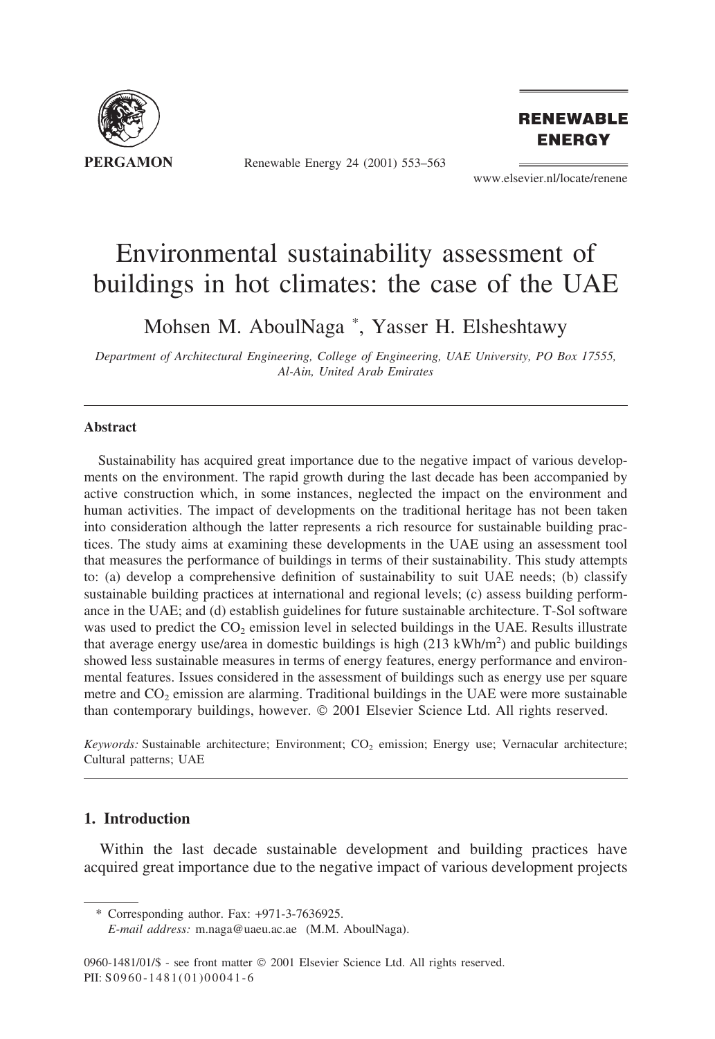# Environmental sustainability assessment of buildings in hot climates: the case of the UAE

Mohsen M. AboulNaga *, Yasser H. Elsheshtawy

*Department of Architectural Engineering, College of Engineering, UAE University, PO Box 17555, Al-Ain, United Arab Emirates*

## Abstract

Sustainability has acquired great importance due to the negative impact of various developments on the environment. The rapid growth during the last decade has been accompanied by active construction which, in some instances, neglected the impact on the environment and human activities. The impact of developments on the traditional heritage has not been taken into consideration although the latter represents a rich resource for sustainable building practices. The study aims at examining these developments in the UAE using an assessment tool that measures the performance of buildings in terms of their sustainability. This study attempts to: (a) develop a comprehensive definition of sustainability to suit UAE needs; (b) classify sustainable building practices at international and regional levels; (c) assess building performance in the UAE; and (d) establish guidelines for future sustainable architecture. T-Sol software was used to predict the $CO_2$ emission level in selected buildings in the UAE. Results illustrate that average energy use/area in domestic buildings is high (213 $kWh/m^2$) and public buildings showed less sustainable measures in terms of energy features, energy performance and environmental features. Issues considered in the assessment of buildings such as energy use per square metre and $CO_2$ emission are alarming. Traditional buildings in the UAE were more sustainable than contemporary buildings, however. © 2001 Elsevier Science Ltd. All rights reserved.

*Keywords:* Sustainable architecture; Environment; $CO_2$ emission; Energy use; Vernacular architecture; Cultural patterns; UAE

## 1. Introduction

Within the last decade sustainable development and building practices have acquired great importance due to the negative impact of various development projects

* Corresponding author. Fax: +971-3-7636925.
*E-mail address:* m.naga@uaeu.ac.ae (M.M. AboulNaga).

0960-1481/01/$ - see front matter © 2001 Elsevier Science Ltd. All rights reserved.
PII: S0960-1481(01)00041-6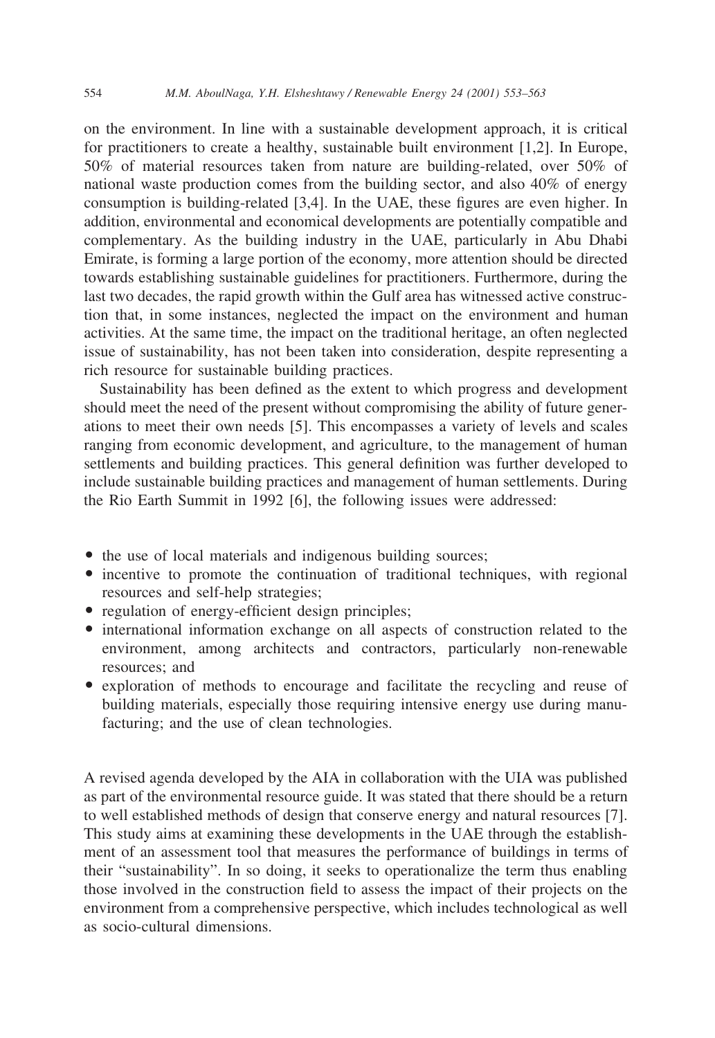on the environment. In line with a sustainable development approach, it is critical for practitioners to create a healthy, sustainable built environment [1,2]. In Europe, 50% of material resources taken from nature are building-related, over 50% of national waste production comes from the building sector, and also 40% of energy consumption is building-related [3,4]. In the UAE, these figures are even higher. In addition, environmental and economical developments are potentially compatible and complementary. As the building industry in the UAE, particularly in Abu Dhabi Emirate, is forming a large portion of the economy, more attention should be directed towards establishing sustainable guidelines for practitioners. Furthermore, during the last two decades, the rapid growth within the Gulf area has witnessed active construction that, in some instances, neglected the impact on the environment and human activities. At the same time, the impact on the traditional heritage, an often neglected issue of sustainability, has not been taken into consideration, despite representing a rich resource for sustainable building practices.

Sustainability has been defined as the extent to which progress and development should meet the need of the present without compromising the ability of future generations to meet their own needs [5]. This encompasses a variety of levels and scales ranging from economic development, and agriculture, to the management of human settlements and building practices. This general definition was further developed to include sustainable building practices and management of human settlements. During the Rio Earth Summit in 1992 [6], the following issues were addressed:

- the use of local materials and indigenous building sources;
- incentive to promote the continuation of traditional techniques, with regional resources and self-help strategies;
- regulation of energy-efficient design principles;
- international information exchange on all aspects of construction related to the environment, among architects and contractors, particularly non-renewable resources; and
- exploration of methods to encourage and facilitate the recycling and reuse of building materials, especially those requiring intensive energy use during manufacturing; and the use of clean technologies.

A revised agenda developed by the AIA in collaboration with the UIA was published as part of the environmental resource guide. It was stated that there should be a return to well established methods of design that conserve energy and natural resources [7]. This study aims at examining these developments in the UAE through the establishment of an assessment tool that measures the performance of buildings in terms of their "sustainability". In so doing, it seeks to operationalize the term thus enabling those involved in the construction field to assess the impact of their projects on the environment from a comprehensive perspective, which includes technological as well as socio-cultural dimensions.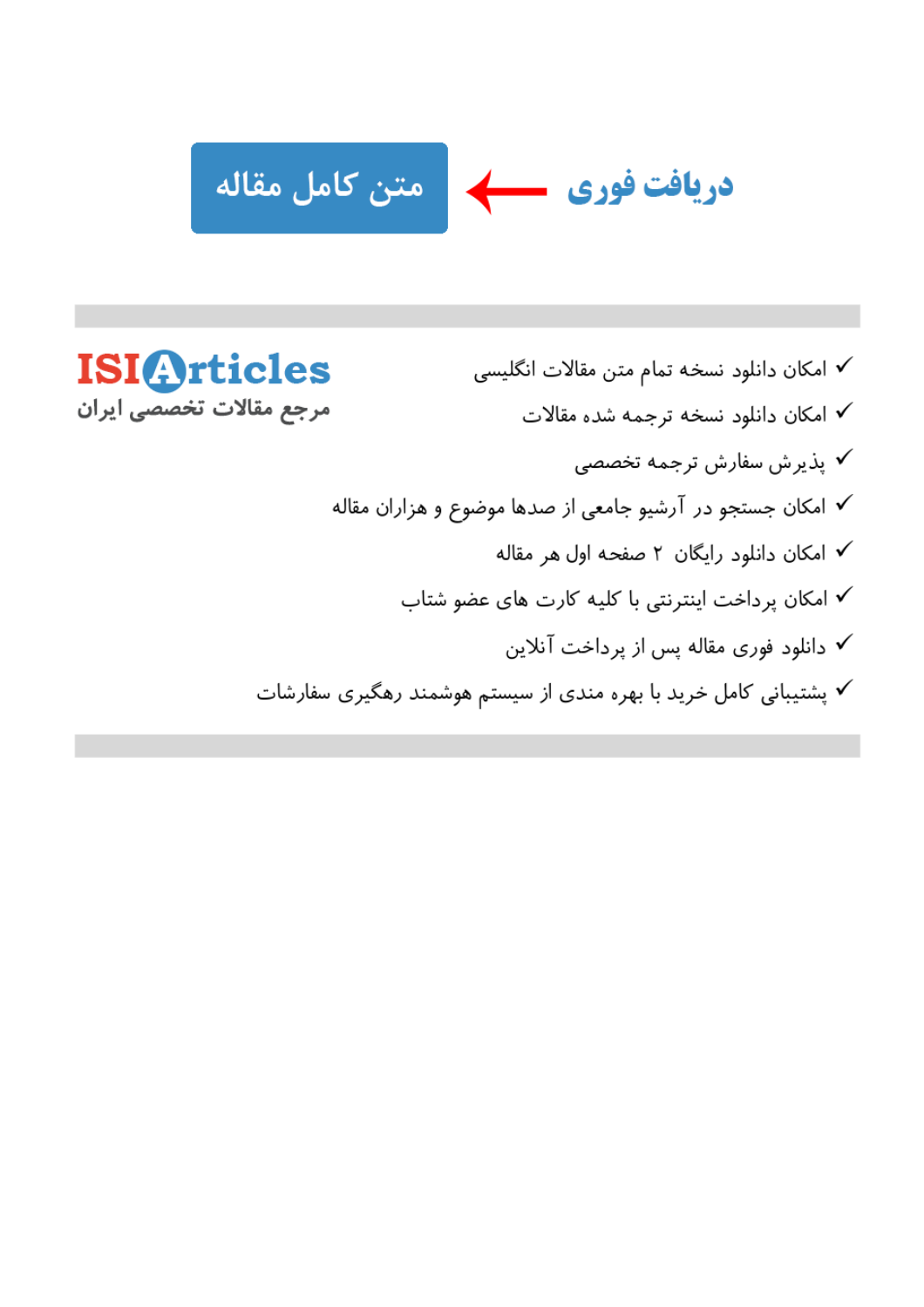دریافت فوری ← متن کامل مقاله

ISIArticles
مرجع مقالات تخصصی ایران

- ✓ امکان دانلود نسخه تمام متن مقالات انگلیسی
- ✓ امکان دانلود نسخه ترجمه شده مقالات
- ✓ پذیرش سفارش ترجمه تخصصی
- ✓ امکان جستجو در آرشیو جامعی از صدها موضوع و هزاران مقاله
- ✓ امکان دانلود رایگان ۲ صفحه اول هر مقاله
- ✓ امکان پرداخت اینترنتی با کلیه کارت های عضو شتاب
- ✓ دانلود فوری مقاله پس از پرداخت آنلاین
- ✓ پشتیبانی کامل خرید با بهره مندی از سیستم هوشمند رهگیری سفارشات